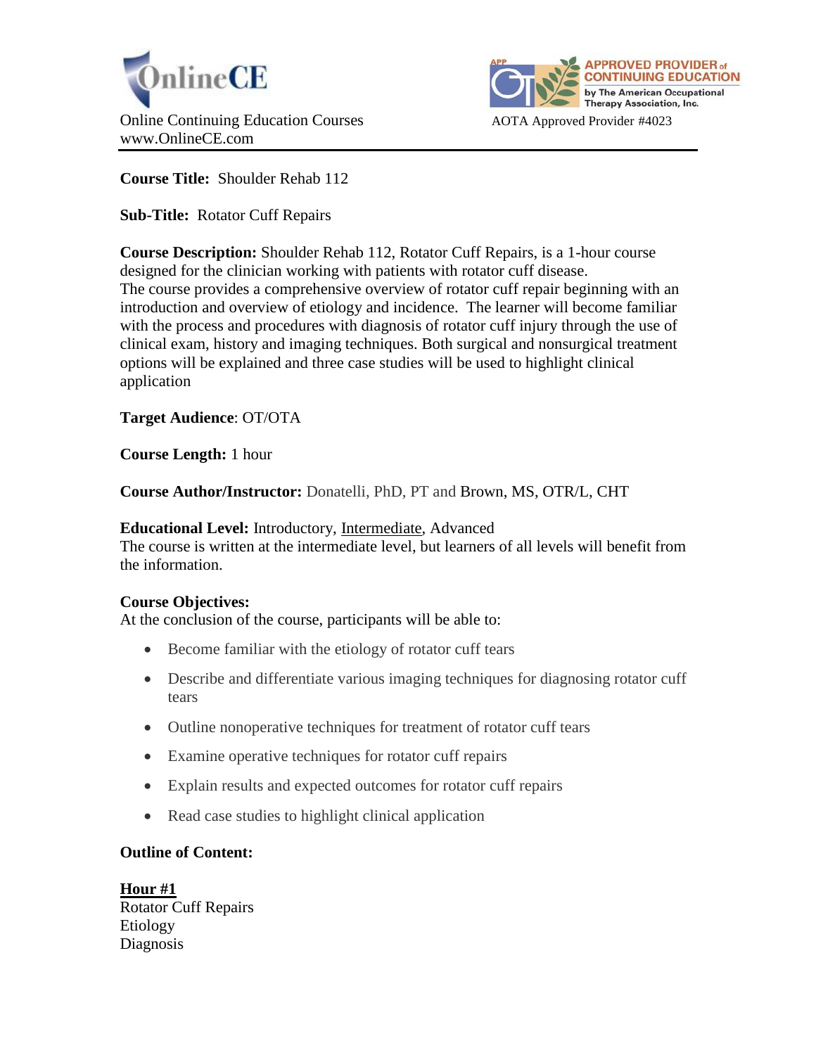OnlineCE

Online Continuing Education Courses
www.OnlineCE.com

APPROVED PROVIDER of CONTINUING EDUCATION by The American Occupational Therapy Association, Inc.

AOTA Approved Provider #4023

**Course Title:** Shoulder Rehab 112

**Sub-Title:** Rotator Cuff Repairs

**Course Description:** Shoulder Rehab 112, Rotator Cuff Repairs, is a 1-hour course designed for the clinician working with patients with rotator cuff disease.
The course provides a comprehensive overview of rotator cuff repair beginning with an introduction and overview of etiology and incidence. The learner will become familiar with the process and procedures with diagnosis of rotator cuff injury through the use of clinical exam, history and imaging techniques. Both surgical and nonsurgical treatment options will be explained and three case studies will be used to highlight clinical application

**Target Audience**: OT/OTA

**Course Length:** 1 hour

**Course Author/Instructor:** Donatelli, PhD, PT and Brown, MS, OTR/L, CHT

**Educational Level:** Introductory, <u>Intermediate</u>, Advanced
The course is written at the intermediate level, but learners of all levels will benefit from the information.

**Course Objectives:**
At the conclusion of the course, participants will be able to:

- Become familiar with the etiology of rotator cuff tears
- Describe and differentiate various imaging techniques for diagnosing rotator cuff tears
- Outline nonoperative techniques for treatment of rotator cuff tears
- Examine operative techniques for rotator cuff repairs
- Explain results and expected outcomes for rotator cuff repairs
- Read case studies to highlight clinical application

**Outline of Content:**

**<u>Hour #1</u>**
Rotator Cuff Repairs
Etiology
Diagnosis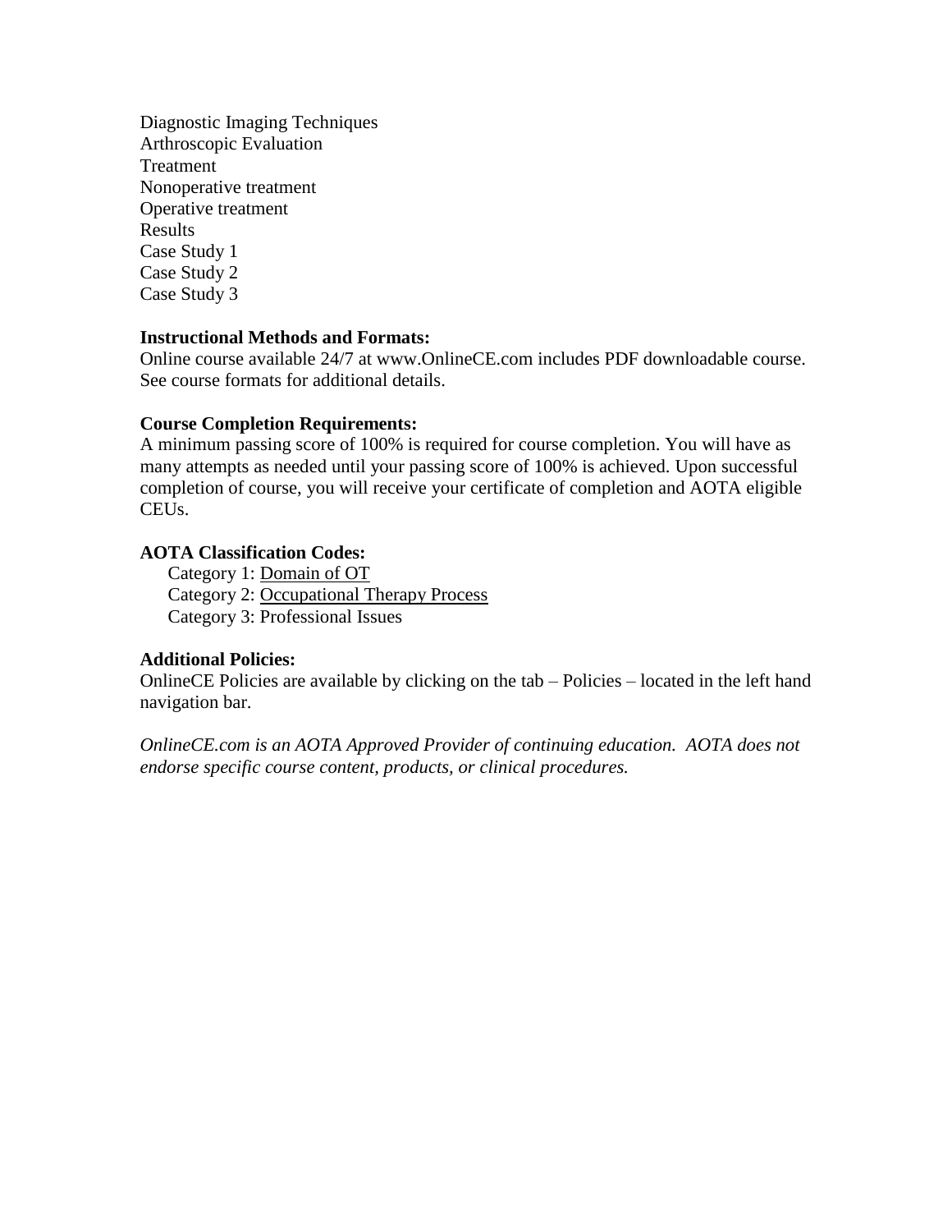Diagnostic Imaging Techniques
Arthroscopic Evaluation
Treatment
Nonoperative treatment
Operative treatment
Results
Case Study 1
Case Study 2
Case Study 3

**Instructional Methods and Formats:**
Online course available 24/7 at www.OnlineCE.com includes PDF downloadable course. See course formats for additional details.

**Course Completion Requirements:**
A minimum passing score of 100% is required for course completion. You will have as many attempts as needed until your passing score of 100% is achieved. Upon successful completion of course, you will receive your certificate of completion and AOTA eligible CEUs.

**AOTA Classification Codes:**
Category 1: Domain of OT
Category 2: Occupational Therapy Process
Category 3: Professional Issues

**Additional Policies:**
OnlineCE Policies are available by clicking on the tab – Policies – located in the left hand navigation bar.

*OnlineCE.com is an AOTA Approved Provider of continuing education. AOTA does not endorse specific course content, products, or clinical procedures.*